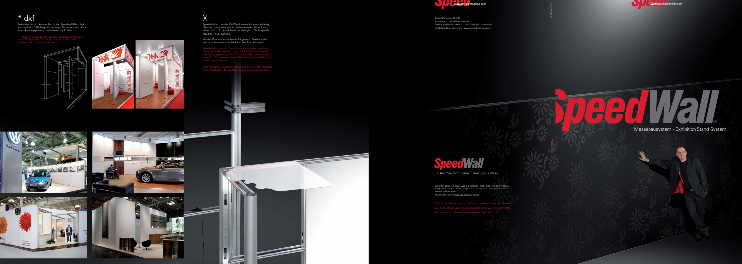## *.dxf

Selbstverständlich können Sie mit der SpeedWall Bibliothek auch in Ihrem CAD Programm arbeiten. Das unterstützt Sie in Ihrem Planungsprozess und optimiert die Effizienz.

Of course it is possible to work with SpeedWall's library in your CAD program. This supports you in the process of planning and optimizes the effiency.

## X

SpeedWall ist modular. Die Wandrahmen können x-beliebig über- und nebeneinander kombiniert werden. Stufenlose Höhen (bis zu 8 m) und Breiten sind möglich. Die Eckprofile erlauben 11,25°-Schritte.

Mit den Quadratstützen bauen Sie genauso flexibel in der Horizontalen weiter – für Decken- oder Raumfachwerk.

SpeedWall is modular. The wall modules can be combined in any way, side by side and upon each other. Continuously adjustable heights (up to 8 m) and width. The corner profiles admit 11,25° measures. SpeedWall is enormously flexible that allows a great latitude.

With the square column the continuing set up in the horizontal is just as flexible – for skeleton framing of ceiling and truss.

www.speeddimension.com

Speed Dimension GmbH
Dreibaum 6 · 31319 Hover, Germany
Telefon +49(0)5132 / 86 87-15 · Fax +49(0)5132 / 86 87-44
info@speeddimension.com · www.speeddimension.com

www.speeddimension.com

# SpeedWall®

Messebausystem · Exhibition Stand System

## SpeedWall

Ein Rahmen formt Ideen. Framing your ideas.

Einer für alles. Er baut, was Sie denken, sieht aus, wie Sie wollen, trägt, was Sie brauchen, zeigt, was Sie können und fasziniert immer wieder neu.
Mehr unter www.speeddimension.com

One for all. It builds what you think, looks like you want, carries all of you need, shows what you can do and inspires you every time new.
For more information visit www.speeddimension.com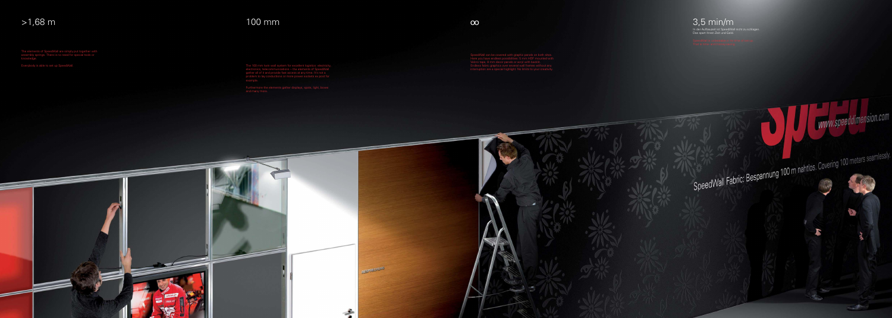## >1,68 m

The elements of SpeedWall are simply put together with elements springs. There is no need for special tools or knowledge.

Everybody is able to set up SpeedWall.

## 100 mm

The 100 mm twin wall system for excellent logistics: electricity, electronics, telecommunications – the elements of SpeedWall gather all of it and provide fast access at any time. It's not a problem to lay conductions or more power sockets as post for example.

Furthermore the elements gather displays, spots, light, boxes and many more.

## ∞

SpeedWall can be covered with graphic panels on both sites. Here you have endless possibilities: 5 mm HDF mounted with Velcro tape, 5 mm decor panels or vinyl with backlit. Endless fabric graphics over several wall frames without any interruption are a special highlight. No limits to your creativity.

## 3,5 min/m

In der Aufbauzeit ist SpeedWall nicht zu schlagen. Das spart Ihnen Zeit und Geld.

www.speeddimension.com

SpeedWall Fabric: Bespannung 100 m nahtlos. Covering 100 meters seamlessly.